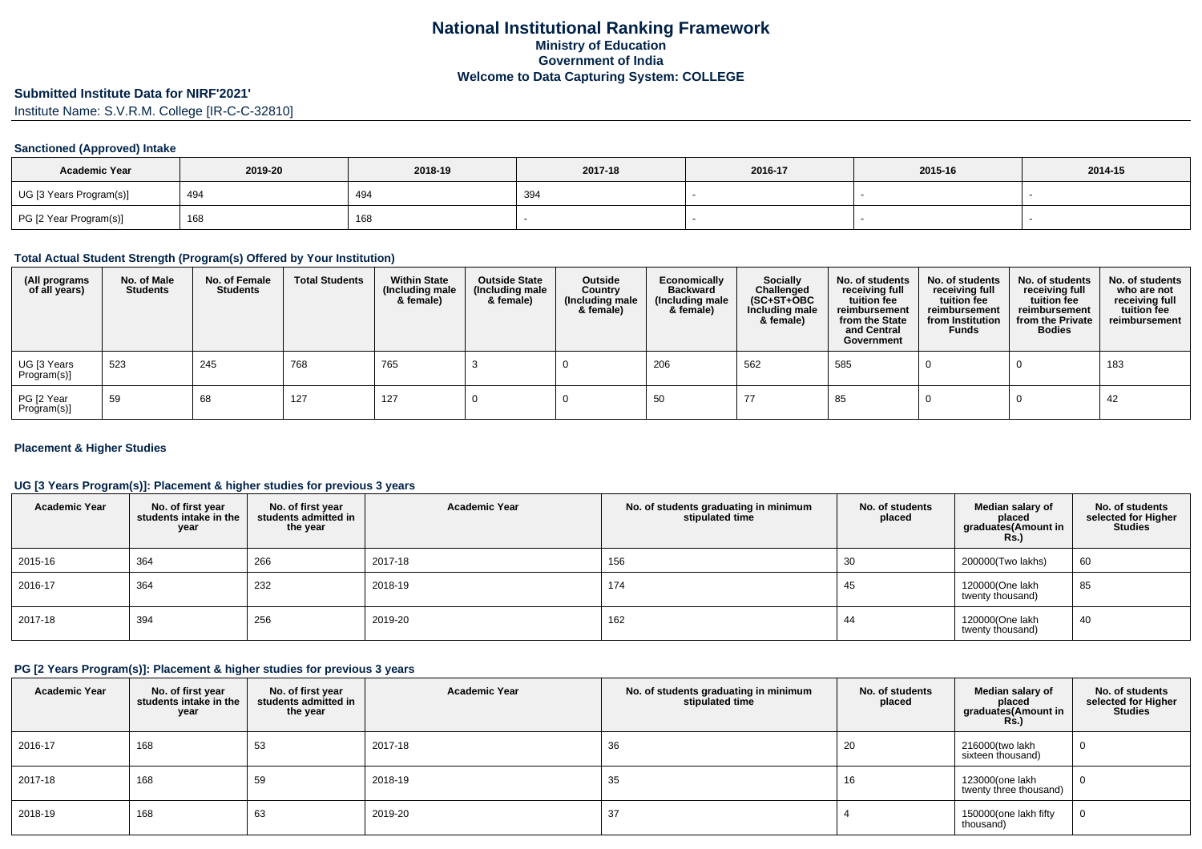# National Institutional Ranking Framework
## Ministry of Education
## Government of India
## Welcome to Data Capturing System: COLLEGE

### Submitted Institute Data for NIRF'2021'

Institute Name: S.V.R.M. College [IR-C-C-32810]

#### Sanctioned (Approved) Intake

| Academic Year | 2019-20 | 2018-19 | 2017-18 | 2016-17 | 2015-16 | 2014-15 |
|---|---|---|---|---|---|---|
| UG [3 Years Program(s)] | 494 | 494 | 394 | - | - | - |
| PG [2 Year Program(s)] | 168 | 168 | - | - | - | - |

#### Total Actual Student Strength (Program(s) Offered by Your Institution)

| (All programs of all years) | No. of Male Students | No. of Female Students | Total Students | Within State (Including male & female) | Outside State (Including male & female) | Outside Country (Including male & female) | Economically Backward (Including male & female) | Socially Challenged (SC+ST+OBC Including male & female) | No. of students receiving full tuition fee reimbursement from the State and Central Government | No. of students receiving full tuition fee reimbursement from Institution Funds | No. of students receiving full tuition fee reimbursement from the Private Bodies | No. of students who are not receiving full tuition fee reimbursement |
|---|---|---|---|---|---|---|---|---|---|---|---|---|
| UG [3 Years Program(s)] | 523 | 245 | 768 | 765 | 3 | 0 | 206 | 562 | 585 | 0 | 0 | 183 |
| PG [2 Year Program(s)] | 59 | 68 | 127 | 127 | 0 | 0 | 50 | 77 | 85 | 0 | 0 | 42 |

#### Placement & Higher Studies

#### UG [3 Years Program(s)]: Placement & higher studies for previous 3 years

| Academic Year | No. of first year students intake in the year | No. of first year students admitted in the year | Academic Year | No. of students graduating in minimum stipulated time | No. of students placed | Median salary of placed graduates(Amount in Rs.) | No. of students selected for Higher Studies |
|---|---|---|---|---|---|---|---|
| 2015-16 | 364 | 266 | 2017-18 | 156 | 30 | 200000(Two lakhs) | 60 |
| 2016-17 | 364 | 232 | 2018-19 | 174 | 45 | 120000(One lakh twenty thousand) | 85 |
| 2017-18 | 394 | 256 | 2019-20 | 162 | 44 | 120000(One lakh twenty thousand) | 40 |

#### PG [2 Years Program(s)]: Placement & higher studies for previous 3 years

| Academic Year | No. of first year students intake in the year | No. of first year students admitted in the year | Academic Year | No. of students graduating in minimum stipulated time | No. of students placed | Median salary of placed graduates(Amount in Rs.) | No. of students selected for Higher Studies |
|---|---|---|---|---|---|---|---|
| 2016-17 | 168 | 53 | 2017-18 | 36 | 20 | 216000(two lakh sixteen thousand) | 0 |
| 2017-18 | 168 | 59 | 2018-19 | 35 | 16 | 123000(one lakh twenty three thousand) | 0 |
| 2018-19 | 168 | 63 | 2019-20 | 37 | 4 | 150000(one lakh fifty thousand) | 0 |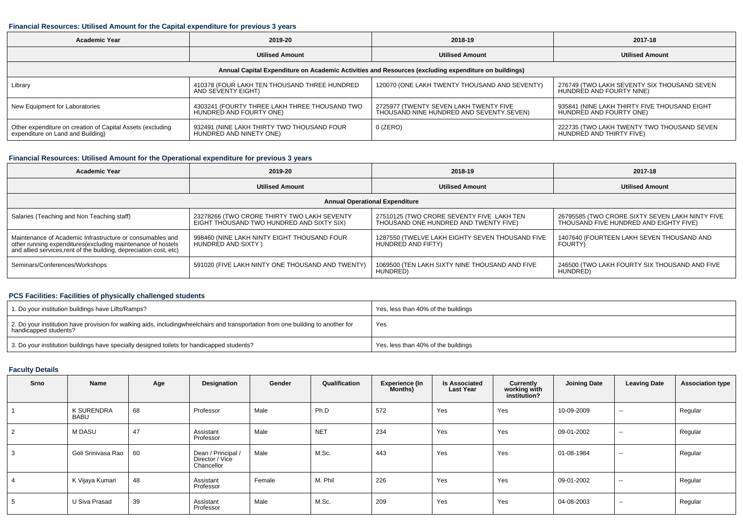#### Financial Resources: Utilised Amount for the Capital expenditure for previous 3 years

| Academic Year | 2019-20 | 2018-19 | 2017-18 |
| --- | --- | --- | --- |
| | Utilised Amount | Utilised Amount | Utilised Amount |
| Annual Capital Expenditure on Academic Activities and Resources (excluding expenditure on buildings) | | | |
| Library | 410378 (FOUR LAKH TEN THOUSAND THREE HUNDRED AND SEVENTY EIGHT) | 120070 (ONE LAKH TWENTY THOUSAND AND SEVENTY) | 276749 (TWO LAKH SEVENTY SIX THOUSAND SEVEN HUNDRED AND FOURTY NINE) |
| New Equipment for Laboratories | 4303241 (FOURTY THREE LAKH THREE THOUSAND TWO HUNDRED AND FOURTY ONE) | 2725977 (TWENTY SEVEN LAKH TWENTY FIVE THOUSAND NINE HUNDRED AND SEVENTY SEVEN) | 935841 (NINE LAKH THIRTY FIVE THOUSAND EIGHT HUNDRED AND FOURTY ONE) |
| Other expenditure on creation of Capital Assets (excluding expenditure on Land and Building) | 932491 (NINE LAKH THIRTY TWO THOUSAND FOUR HUNDRED AND NINETY ONE) | 0 (ZERO) | 222735 (TWO LAKH TWENTY TWO THOUSAND SEVEN HUNDRED AND THIRTY FIVE) |

#### Financial Resources: Utilised Amount for the Operational expenditure for previous 3 years

| Academic Year | 2019-20 | 2018-19 | 2017-18 |
| --- | --- | --- | --- |
| | Utilised Amount | Utilised Amount | Utilised Amount |
| Annual Operational Expenditure | | | |
| Salaries (Teaching and Non Teaching staff) | 23278266 (TWO CRORE THIRTY TWO LAKH SEVENTY EIGHT THOUSAND TWO HUNDRED AND SIXTY SIX) | 27510125 (TWO CRORE SEVENTY FIVE LAKH TEN THOUSAND ONE HUNDRED AND TWENTY FIVE) | 26795585 (TWO CRORE SIXTY SEVEN LAKH NINTY FIVE THOUSAND FIVE HUNDRED AND EIGHTY FIVE) |
| Maintenance of Academic Infrastructure or consumables and other running expenditures(excluding maintenance of hostels and allied services,rent of the building, depreciation cost, etc) | 998460 (NINE LAKH NINTY EIGHT THOUSAND FOUR HUNDRED AND SIXTY ) | 1287550 (TWELVE LAKH EIGHTY SEVEN THOUSAND FIVE HUNDRED AND FIFTY) | 1407640 (FOURTEEN LAKH SEVEN THOUSAND AND FOURTY) |
| Seminars/Conferences/Workshops | 591020 (FIVE LAKH NINTY ONE THOUSAND AND TWENTY) | 1069500 (TEN LAKH SIXTY NINE THOUSAND AND FIVE HUNDRED) | 246500 (TWO LAKH FOURTY SIX THOUSAND AND FIVE HUNDRED) |

#### PCS Facilities: Facilities of physically challenged students

| | |
| --- | --- |
| 1. Do your institution buildings have Lifts/Ramps? | Yes, less than 40% of the buildings |
| 2. Do your institution have provision for walking aids, includingwheelchairs and transportation from one building to another for handicapped students? | Yes |
| 3. Do your institution buildings have specially designed toilets for handicapped students? | Yes, less than 40% of the buildings |

#### Faculty Details

| Srno | Name | Age | Designation | Gender | Qualification | Experience (In Months) | Is Associated Last Year | Currently working with institution? | Joining Date | Leaving Date | Association type |
| --- | --- | --- | --- | --- | --- | --- | --- | --- | --- | --- | --- |
| 1 | K SURENDRA BABU | 68 | Professor | Male | Ph.D | 572 | Yes | Yes | 10-09-2009 | -- | Regular |
| 2 | M DASU | 47 | Assistant Professor | Male | NET | 234 | Yes | Yes | 09-01-2002 | -- | Regular |
| 3 | Goli Srinivasa Rao | 60 | Dean / Principal / Director / Vice Chancellor | Male | M.Sc. | 443 | Yes | Yes | 01-08-1984 | -- | Regular |
| 4 | K Vijaya Kumari | 48 | Assistant Professor | Female | M. Phil | 226 | Yes | Yes | 09-01-2002 | -- | Regular |
| 5 | U Siva Prasad | 39 | Assistant Professor | Male | M.Sc. | 209 | Yes | Yes | 04-08-2003 | -- | Regular |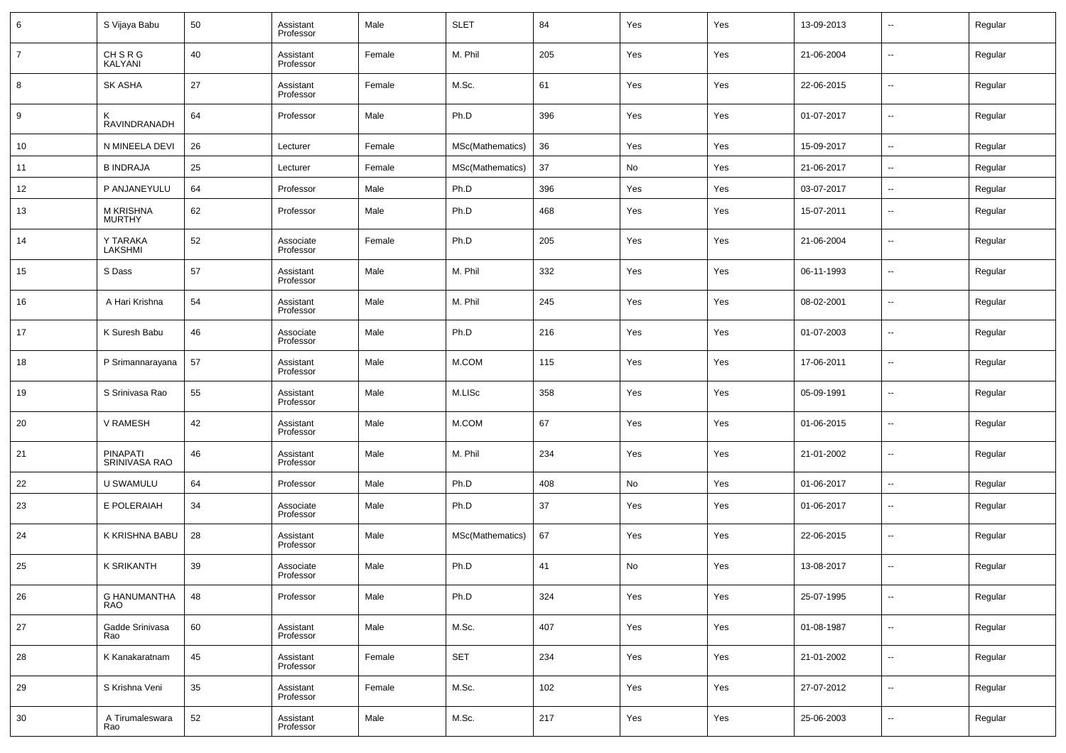| 6 | S Vijaya Babu | 50 | Assistant Professor | Male | SLET | 84 | Yes | Yes | 13-09-2013 | -- | Regular |
|---|---|---|---|---|---|---|---|---|---|---|---|
| 7 | CH S R G KALYANI | 40 | Assistant Professor | Female | M. Phil | 205 | Yes | Yes | 21-06-2004 | -- | Regular |
| 8 | SK ASHA | 27 | Assistant Professor | Female | M.Sc. | 61 | Yes | Yes | 22-06-2015 | -- | Regular |
| 9 | K RAVINDRANADH | 64 | Professor | Male | Ph.D | 396 | Yes | Yes | 01-07-2017 | -- | Regular |
| 10 | N MINEELA DEVI | 26 | Lecturer | Female | MSc(Mathematics) | 36 | Yes | Yes | 15-09-2017 | -- | Regular |
| 11 | B INDRAJA | 25 | Lecturer | Female | MSc(Mathematics) | 37 | No | Yes | 21-06-2017 | -- | Regular |
| 12 | P ANJANEYULU | 64 | Professor | Male | Ph.D | 396 | Yes | Yes | 03-07-2017 | -- | Regular |
| 13 | M KRISHNA MURTHY | 62 | Professor | Male | Ph.D | 468 | Yes | Yes | 15-07-2011 | -- | Regular |
| 14 | Y TARAKA LAKSHMI | 52 | Associate Professor | Female | Ph.D | 205 | Yes | Yes | 21-06-2004 | -- | Regular |
| 15 | S Dass | 57 | Assistant Professor | Male | M. Phil | 332 | Yes | Yes | 06-11-1993 | -- | Regular |
| 16 | A Hari Krishna | 54 | Assistant Professor | Male | M. Phil | 245 | Yes | Yes | 08-02-2001 | -- | Regular |
| 17 | K Suresh Babu | 46 | Associate Professor | Male | Ph.D | 216 | Yes | Yes | 01-07-2003 | -- | Regular |
| 18 | P Srimannarayana | 57 | Assistant Professor | Male | M.COM | 115 | Yes | Yes | 17-06-2011 | -- | Regular |
| 19 | S Srinivasa Rao | 55 | Assistant Professor | Male | M.LISc | 358 | Yes | Yes | 05-09-1991 | -- | Regular |
| 20 | V RAMESH | 42 | Assistant Professor | Male | M.COM | 67 | Yes | Yes | 01-06-2015 | -- | Regular |
| 21 | PINAPATI SRINIVASA RAO | 46 | Assistant Professor | Male | M. Phil | 234 | Yes | Yes | 21-01-2002 | -- | Regular |
| 22 | U SWAMULU | 64 | Professor | Male | Ph.D | 408 | No | Yes | 01-06-2017 | -- | Regular |
| 23 | E POLERAIAH | 34 | Associate Professor | Male | Ph.D | 37 | Yes | Yes | 01-06-2017 | -- | Regular |
| 24 | K KRISHNA BABU | 28 | Assistant Professor | Male | MSc(Mathematics) | 67 | Yes | Yes | 22-06-2015 | -- | Regular |
| 25 | K SRIKANTH | 39 | Associate Professor | Male | Ph.D | 41 | No | Yes | 13-08-2017 | -- | Regular |
| 26 | G HANUMANTHA RAO | 48 | Professor | Male | Ph.D | 324 | Yes | Yes | 25-07-1995 | -- | Regular |
| 27 | Gadde Srinivasa Rao | 60 | Assistant Professor | Male | M.Sc. | 407 | Yes | Yes | 01-08-1987 | -- | Regular |
| 28 | K Kanakaratnam | 45 | Assistant Professor | Female | SET | 234 | Yes | Yes | 21-01-2002 | -- | Regular |
| 29 | S Krishna Veni | 35 | Assistant Professor | Female | M.Sc. | 102 | Yes | Yes | 27-07-2012 | -- | Regular |
| 30 | A Tirumaleswara Rao | 52 | Assistant Professor | Male | M.Sc. | 217 | Yes | Yes | 25-06-2003 | -- | Regular |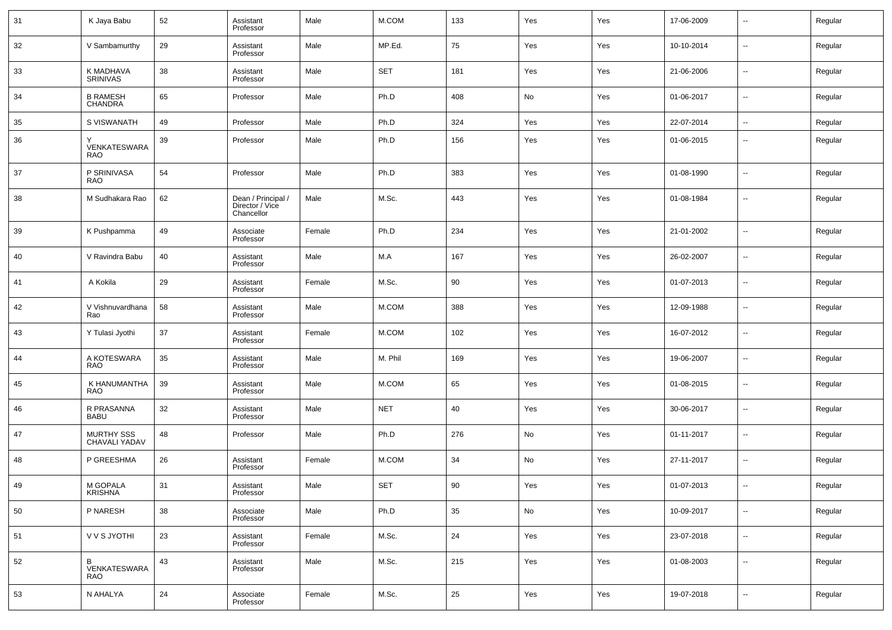| 31 | K Jaya Babu | 52 | Assistant Professor | Male | M.COM | 133 | Yes | Yes | 17-06-2009 | -- | Regular |
|---|---|---|---|---|---|---|---|---|---|---|---|
| 32 | V Sambamurthy | 29 | Assistant Professor | Male | MP.Ed. | 75 | Yes | Yes | 10-10-2014 | -- | Regular |
| 33 | K MADHAVA SRINIVAS | 38 | Assistant Professor | Male | SET | 181 | Yes | Yes | 21-06-2006 | -- | Regular |
| 34 | B RAMESH CHANDRA | 65 | Professor | Male | Ph.D | 408 | No | Yes | 01-06-2017 | -- | Regular |
| 35 | S VISWANATH | 49 | Professor | Male | Ph.D | 324 | Yes | Yes | 22-07-2014 | -- | Regular |
| 36 | Y VENKATESWARA RAO | 39 | Professor | Male | Ph.D | 156 | Yes | Yes | 01-06-2015 | -- | Regular |
| 37 | P SRINIVASA RAO | 54 | Professor | Male | Ph.D | 383 | Yes | Yes | 01-08-1990 | -- | Regular |
| 38 | M Sudhakara Rao | 62 | Dean / Principal / Director / Vice Chancellor | Male | M.Sc. | 443 | Yes | Yes | 01-08-1984 | -- | Regular |
| 39 | K Pushpamma | 49 | Associate Professor | Female | Ph.D | 234 | Yes | Yes | 21-01-2002 | -- | Regular |
| 40 | V Ravindra Babu | 40 | Assistant Professor | Male | M.A | 167 | Yes | Yes | 26-02-2007 | -- | Regular |
| 41 | A Kokila | 29 | Assistant Professor | Female | M.Sc. | 90 | Yes | Yes | 01-07-2013 | -- | Regular |
| 42 | V Vishnuvardhana Rao | 58 | Assistant Professor | Male | M.COM | 388 | Yes | Yes | 12-09-1988 | -- | Regular |
| 43 | Y Tulasi Jyothi | 37 | Assistant Professor | Female | M.COM | 102 | Yes | Yes | 16-07-2012 | -- | Regular |
| 44 | A KOTESWARA RAO | 35 | Assistant Professor | Male | M. Phil | 169 | Yes | Yes | 19-06-2007 | -- | Regular |
| 45 | K HANUMANTHA RAO | 39 | Assistant Professor | Male | M.COM | 65 | Yes | Yes | 01-08-2015 | -- | Regular |
| 46 | R PRASANNA BABU | 32 | Assistant Professor | Male | NET | 40 | Yes | Yes | 30-06-2017 | -- | Regular |
| 47 | MURTHY SSS CHAVALI YADAV | 48 | Professor | Male | Ph.D | 276 | No | Yes | 01-11-2017 | -- | Regular |
| 48 | P GREESHMA | 26 | Assistant Professor | Female | M.COM | 34 | No | Yes | 27-11-2017 | -- | Regular |
| 49 | M GOPALA KRISHNA | 31 | Assistant Professor | Male | SET | 90 | Yes | Yes | 01-07-2013 | -- | Regular |
| 50 | P NARESH | 38 | Associate Professor | Male | Ph.D | 35 | No | Yes | 10-09-2017 | -- | Regular |
| 51 | V V S JYOTHI | 23 | Assistant Professor | Female | M.Sc. | 24 | Yes | Yes | 23-07-2018 | -- | Regular |
| 52 | B VENKATESWARA RAO | 43 | Assistant Professor | Male | M.Sc. | 215 | Yes | Yes | 01-08-2003 | -- | Regular |
| 53 | N AHALYA | 24 | Associate Professor | Female | M.Sc. | 25 | Yes | Yes | 19-07-2018 | -- | Regular |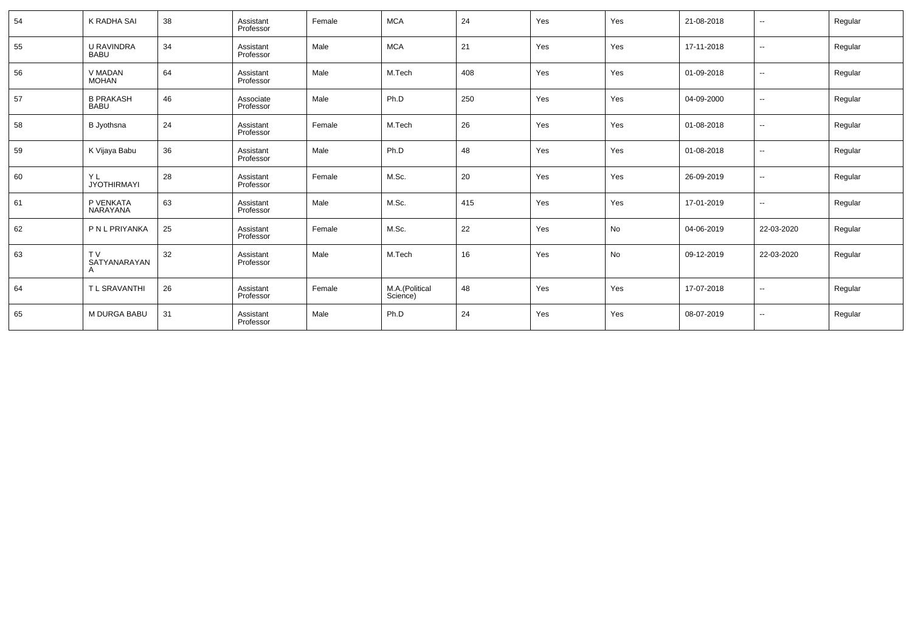| | | | | | | | | | | | |
|---|---|---|---|---|---|---|---|---|---|---|---|
| 54 | K RADHA SAI | 38 | Assistant Professor | Female | MCA | 24 | Yes | Yes | 21-08-2018 | -- | Regular |
| 55 | U RAVINDRA BABU | 34 | Assistant Professor | Male | MCA | 21 | Yes | Yes | 17-11-2018 | -- | Regular |
| 56 | V MADAN MOHAN | 64 | Assistant Professor | Male | M.Tech | 408 | Yes | Yes | 01-09-2018 | -- | Regular |
| 57 | B PRAKASH BABU | 46 | Associate Professor | Male | Ph.D | 250 | Yes | Yes | 04-09-2000 | -- | Regular |
| 58 | B Jyothsna | 24 | Assistant Professor | Female | M.Tech | 26 | Yes | Yes | 01-08-2018 | -- | Regular |
| 59 | K Vijaya Babu | 36 | Assistant Professor | Male | Ph.D | 48 | Yes | Yes | 01-08-2018 | -- | Regular |
| 60 | Y L JYOTHIRMAYI | 28 | Assistant Professor | Female | M.Sc. | 20 | Yes | Yes | 26-09-2019 | -- | Regular |
| 61 | P VENKATA NARAYANA | 63 | Assistant Professor | Male | M.Sc. | 415 | Yes | Yes | 17-01-2019 | -- | Regular |
| 62 | P N L PRIYANKA | 25 | Assistant Professor | Female | M.Sc. | 22 | Yes | No | 04-06-2019 | 22-03-2020 | Regular |
| 63 | T V SATYANARAYANA | 32 | Assistant Professor | Male | M.Tech | 16 | Yes | No | 09-12-2019 | 22-03-2020 | Regular |
| 64 | T L SRAVANTHI | 26 | Assistant Professor | Female | M.A.(Political Science) | 48 | Yes | Yes | 17-07-2018 | -- | Regular |
| 65 | M DURGA BABU | 31 | Assistant Professor | Male | Ph.D | 24 | Yes | Yes | 08-07-2019 | -- | Regular |